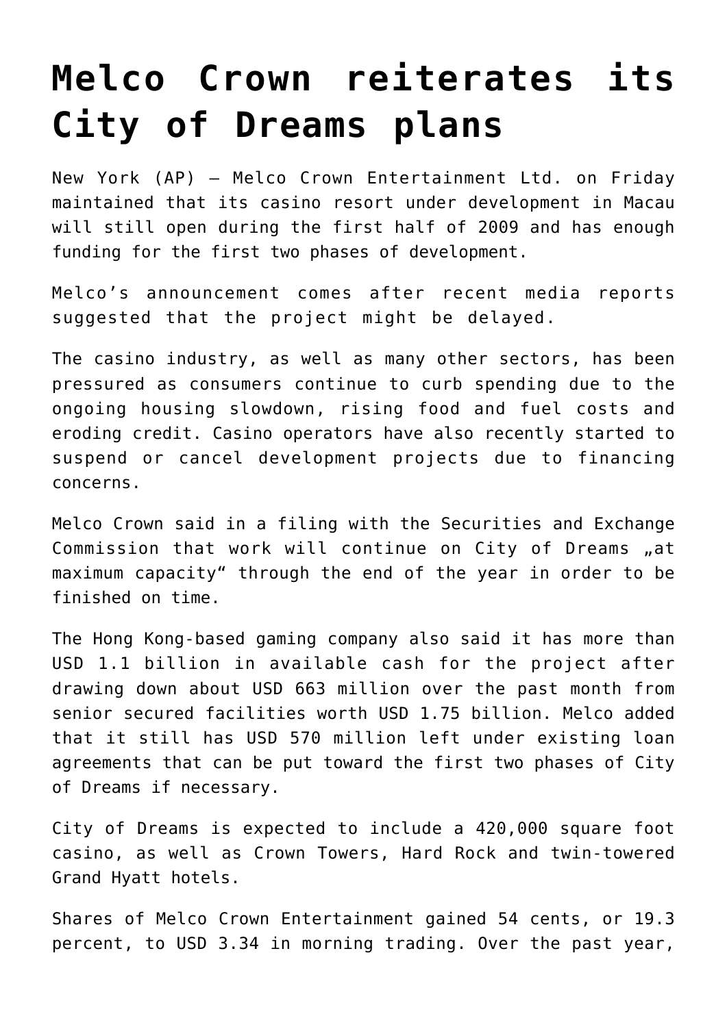# Melco Crown reiterates its City of Dreams plans

New York (AP) – Melco Crown Entertainment Ltd. on Friday maintained that its casino resort under development in Macau will still open during the first half of 2009 and has enough funding for the first two phases of development.

Melco's announcement comes after recent media reports suggested that the project might be delayed.

The casino industry, as well as many other sectors, has been pressured as consumers continue to curb spending due to the ongoing housing slowdown, rising food and fuel costs and eroding credit. Casino operators have also recently started to suspend or cancel development projects due to financing concerns.

Melco Crown said in a filing with the Securities and Exchange Commission that work will continue on City of Dreams „at maximum capacity" through the end of the year in order to be finished on time.

The Hong Kong-based gaming company also said it has more than USD 1.1 billion in available cash for the project after drawing down about USD 663 million over the past month from senior secured facilities worth USD 1.75 billion. Melco added that it still has USD 570 million left under existing loan agreements that can be put toward the first two phases of City of Dreams if necessary.

City of Dreams is expected to include a 420,000 square foot casino, as well as Crown Towers, Hard Rock and twin-towered Grand Hyatt hotels.

Shares of Melco Crown Entertainment gained 54 cents, or 19.3 percent, to USD 3.34 in morning trading. Over the past year,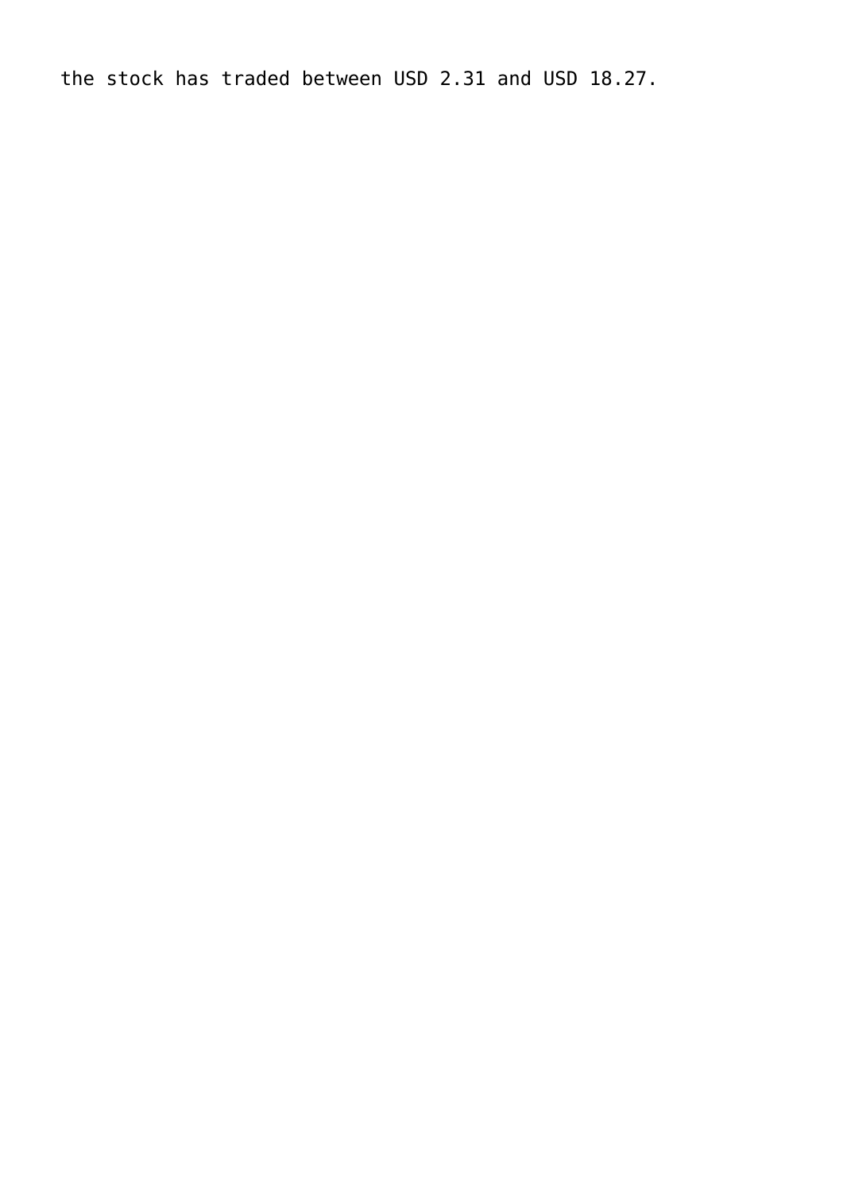the stock has traded between USD 2.31 and USD 18.27.